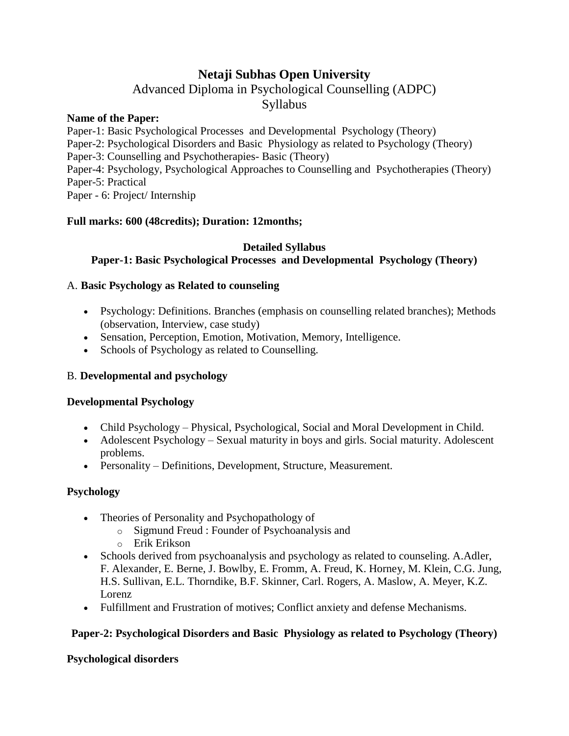# Netaji Subhas Open University

## Advanced Diploma in Psychological Counselling (ADPC)

## Syllabus

**Name of the Paper:**

Paper-1: Basic Psychological Processes and Developmental Psychology (Theory)
Paper-2: Psychological Disorders and Basic Physiology as related to Psychology (Theory)
Paper-3: Counselling and Psychotherapies- Basic (Theory)
Paper-4: Psychology, Psychological Approaches to Counselling and Psychotherapies (Theory)
Paper-5: Practical
Paper - 6: Project/ Internship

**Full marks: 600 (48credits); Duration: 12months;**

### Detailed Syllabus

### Paper-1: Basic Psychological Processes and Developmental Psychology (Theory)

A. **Basic Psychology as Related to counseling**

- Psychology: Definitions. Branches (emphasis on counselling related branches); Methods (observation, Interview, case study)
- Sensation, Perception, Emotion, Motivation, Memory, Intelligence.
- Schools of Psychology as related to Counselling.

B. **Developmental and psychology**

**Developmental Psychology**

- Child Psychology – Physical, Psychological, Social and Moral Development in Child.
- Adolescent Psychology – Sexual maturity in boys and girls. Social maturity. Adolescent problems.
- Personality – Definitions, Development, Structure, Measurement.

**Psychology**

- Theories of Personality and Psychopathology of
  - Sigmund Freud : Founder of Psychoanalysis and
  - Erik Erikson
- Schools derived from psychoanalysis and psychology as related to counseling. A.Adler, F. Alexander, E. Berne, J. Bowlby, E. Fromm, A. Freud, K. Horney, M. Klein, C.G. Jung, H.S. Sullivan, E.L. Thorndike, B.F. Skinner, Carl. Rogers, A. Maslow, A. Meyer, K.Z. Lorenz
- Fulfillment and Frustration of motives; Conflict anxiety and defense Mechanisms.

### Paper-2: Psychological Disorders and Basic Physiology as related to Psychology (Theory)

**Psychological disorders**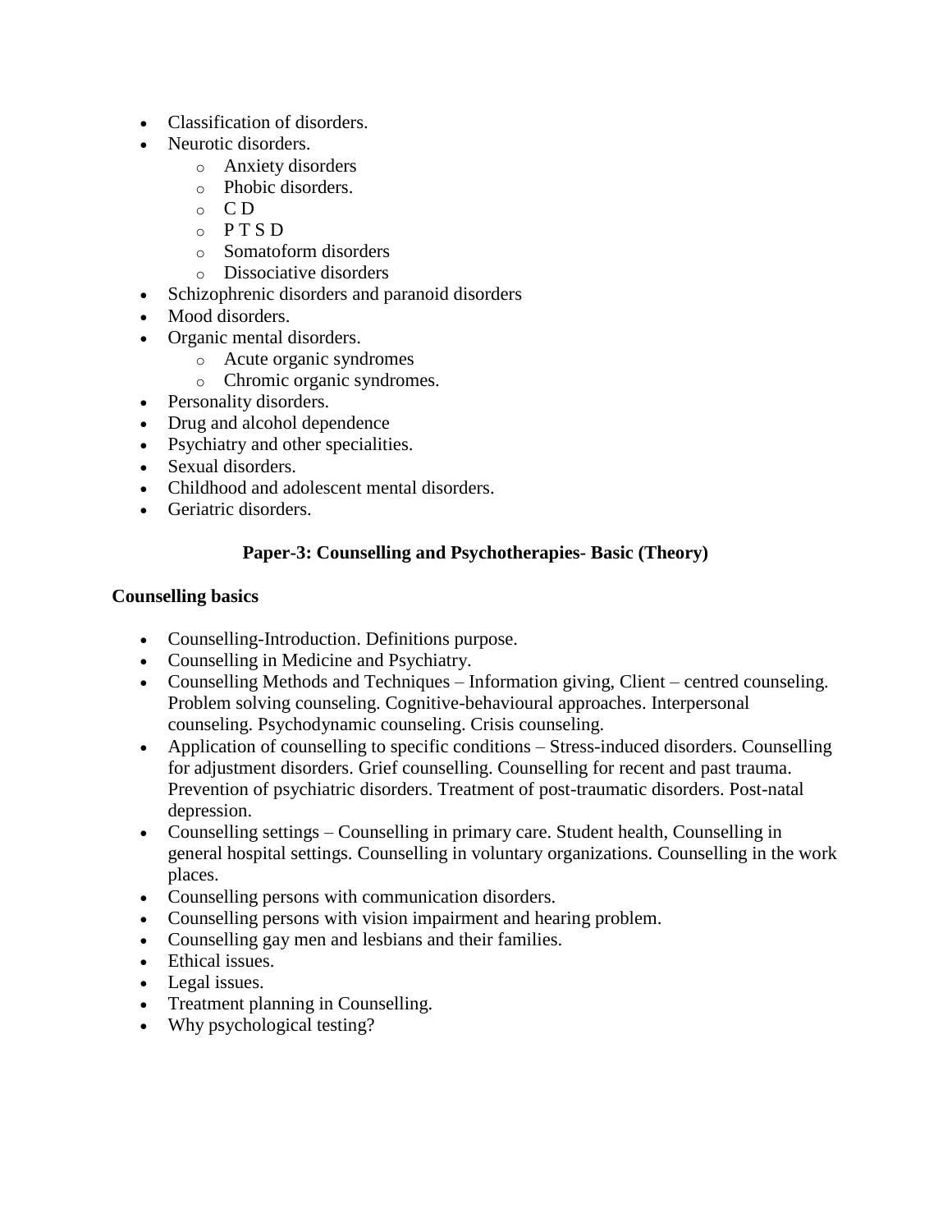- Classification of disorders.
- Neurotic disorders.
    - Anxiety disorders
    - Phobic disorders.
    - C D
    - P T S D
    - Somatoform disorders
    - Dissociative disorders
- Schizophrenic disorders and paranoid disorders
- Mood disorders.
- Organic mental disorders.
    - Acute organic syndromes
    - Chromic organic syndromes.
- Personality disorders.
- Drug and alcohol dependence
- Psychiatry and other specialities.
- Sexual disorders.
- Childhood and adolescent mental disorders.
- Geriatric disorders.

## Paper-3: Counselling and Psychotherapies- Basic (Theory)

### Counselling basics

- Counselling-Introduction. Definitions purpose.
- Counselling in Medicine and Psychiatry.
- Counselling Methods and Techniques – Information giving, Client – centred counseling. Problem solving counseling. Cognitive-behavioural approaches. Interpersonal counseling. Psychodynamic counseling. Crisis counseling.
- Application of counselling to specific conditions – Stress-induced disorders. Counselling for adjustment disorders. Grief counselling. Counselling for recent and past trauma. Prevention of psychiatric disorders. Treatment of post-traumatic disorders. Post-natal depression.
- Counselling settings – Counselling in primary care. Student health, Counselling in general hospital settings. Counselling in voluntary organizations. Counselling in the work places.
- Counselling persons with communication disorders.
- Counselling persons with vision impairment and hearing problem.
- Counselling gay men and lesbians and their families.
- Ethical issues.
- Legal issues.
- Treatment planning in Counselling.
- Why psychological testing?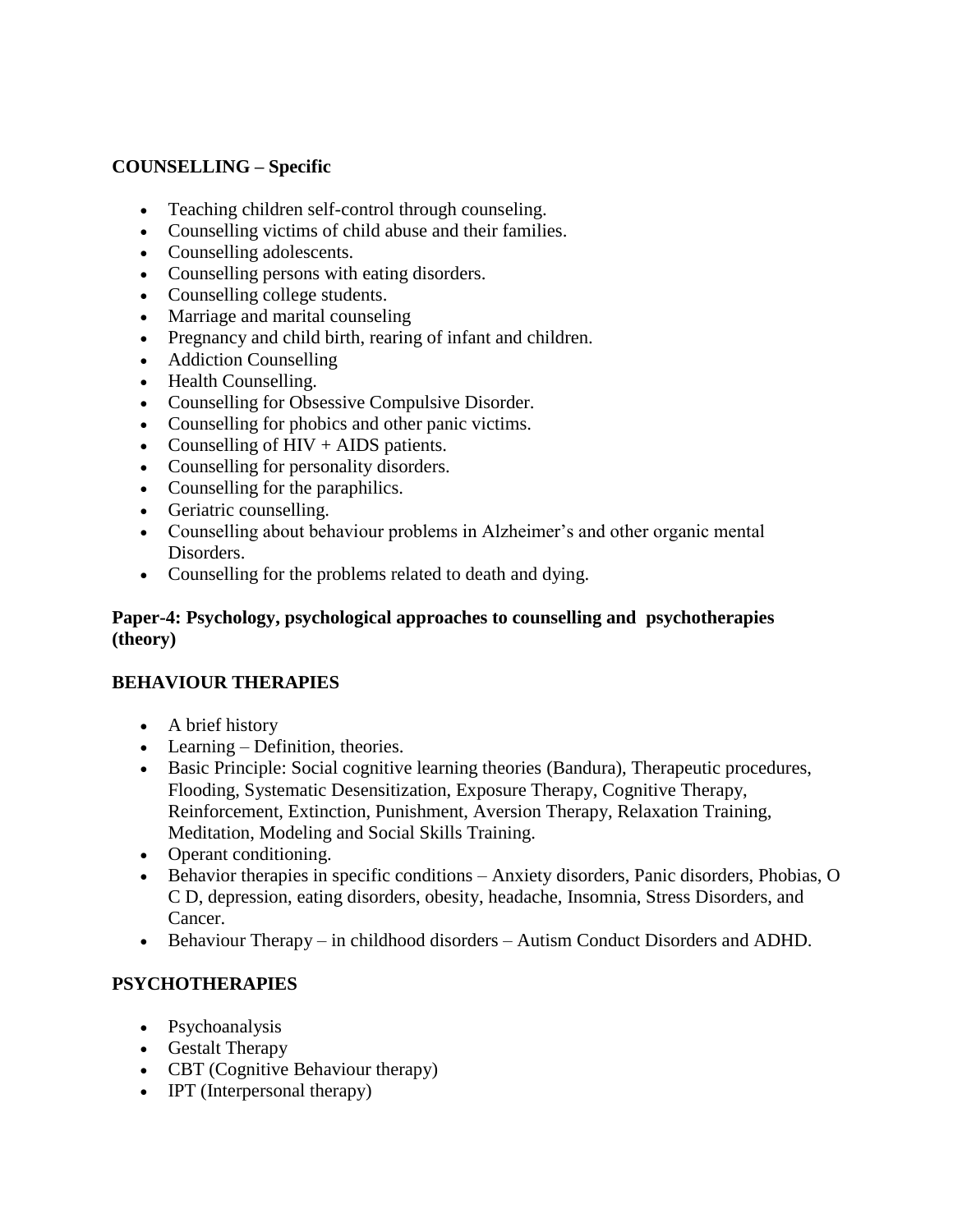**COUNSELLING – Specific**

- Teaching children self-control through counseling.
- Counselling victims of child abuse and their families.
- Counselling adolescents.
- Counselling persons with eating disorders.
- Counselling college students.
- Marriage and marital counseling
- Pregnancy and child birth, rearing of infant and children.
- Addiction Counselling
- Health Counselling.
- Counselling for Obsessive Compulsive Disorder.
- Counselling for phobics and other panic victims.
- Counselling of HIV + AIDS patients.
- Counselling for personality disorders.
- Counselling for the paraphilics.
- Geriatric counselling.
- Counselling about behaviour problems in Alzheimer's and other organic mental Disorders.
- Counselling for the problems related to death and dying.

**Paper-4: Psychology, psychological approaches to counselling and psychotherapies (theory)**

**BEHAVIOUR THERAPIES**

- A brief history
- Learning – Definition, theories.
- Basic Principle: Social cognitive learning theories (Bandura), Therapeutic procedures, Flooding, Systematic Desensitization, Exposure Therapy, Cognitive Therapy, Reinforcement, Extinction, Punishment, Aversion Therapy, Relaxation Training, Meditation, Modeling and Social Skills Training.
- Operant conditioning.
- Behavior therapies in specific conditions – Anxiety disorders, Panic disorders, Phobias, O C D, depression, eating disorders, obesity, headache, Insomnia, Stress Disorders, and Cancer.
- Behaviour Therapy – in childhood disorders – Autism Conduct Disorders and ADHD.

**PSYCHOTHERAPIES**

- Psychoanalysis
- Gestalt Therapy
- CBT (Cognitive Behaviour therapy)
- IPT (Interpersonal therapy)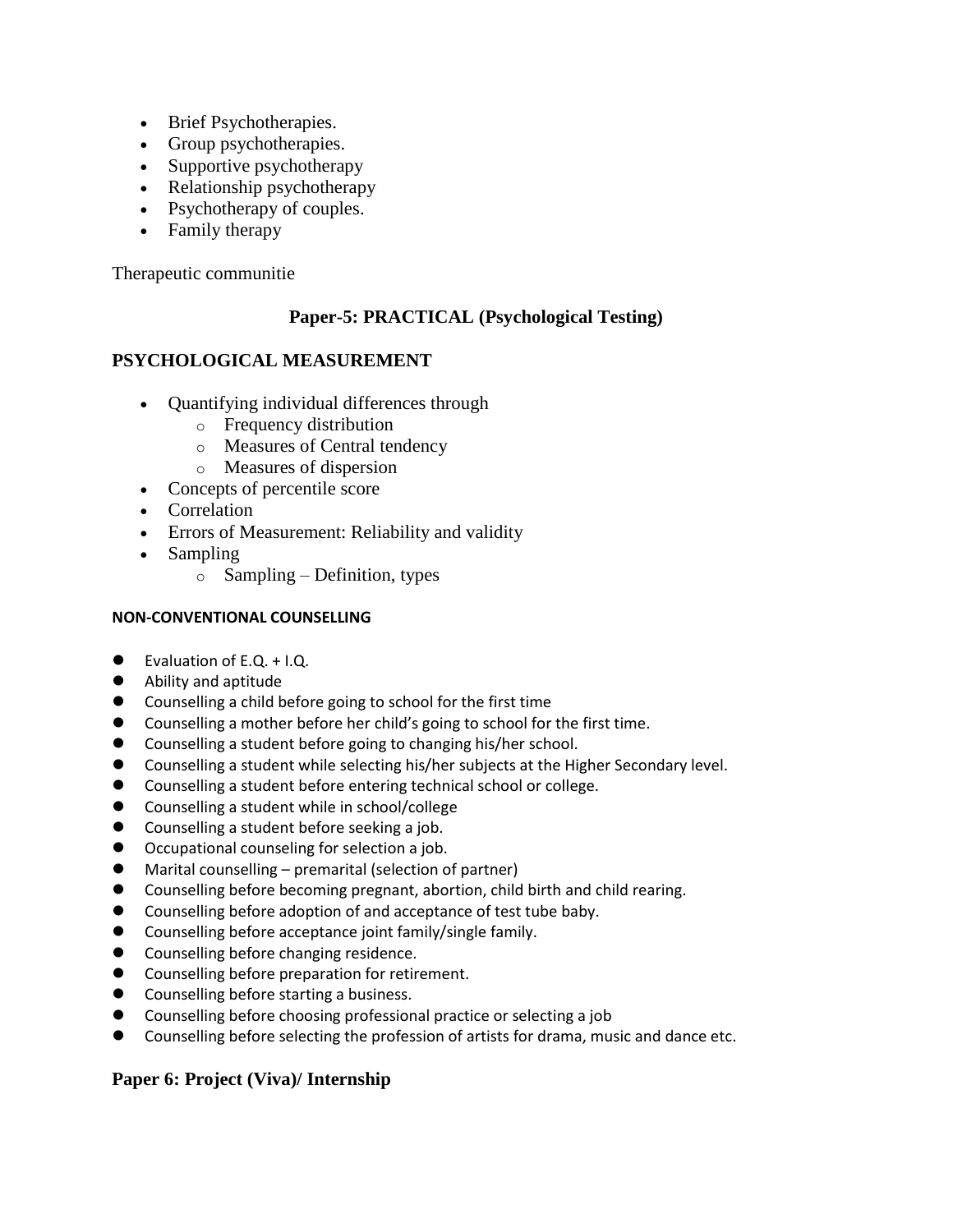- Brief Psychotherapies.
- Group psychotherapies.
- Supportive psychotherapy
- Relationship psychotherapy
- Psychotherapy of couples.
- Family therapy

Therapeutic communitie

## Paper-5: PRACTICAL (Psychological Testing)

### PSYCHOLOGICAL MEASUREMENT

- Quantifying individual differences through
  - Frequency distribution
  - Measures of Central tendency
  - Measures of dispersion
- Concepts of percentile score
- Correlation
- Errors of Measurement: Reliability and validity
- Sampling
  - Sampling – Definition, types

#### NON-CONVENTIONAL COUNSELLING

- Evaluation of E.Q. + I.Q.
- Ability and aptitude
- Counselling a child before going to school for the first time
- Counselling a mother before her child's going to school for the first time.
- Counselling a student before going to changing his/her school.
- Counselling a student while selecting his/her subjects at the Higher Secondary level.
- Counselling a student before entering technical school or college.
- Counselling a student while in school/college
- Counselling a student before seeking a job.
- Occupational counseling for selection a job.
- Marital counselling – premarital (selection of partner)
- Counselling before becoming pregnant, abortion, child birth and child rearing.
- Counselling before adoption of and acceptance of test tube baby.
- Counselling before acceptance joint family/single family.
- Counselling before changing residence.
- Counselling before preparation for retirement.
- Counselling before starting a business.
- Counselling before choosing professional practice or selecting a job
- Counselling before selecting the profession of artists for drama, music and dance etc.

### Paper 6: Project (Viva)/ Internship